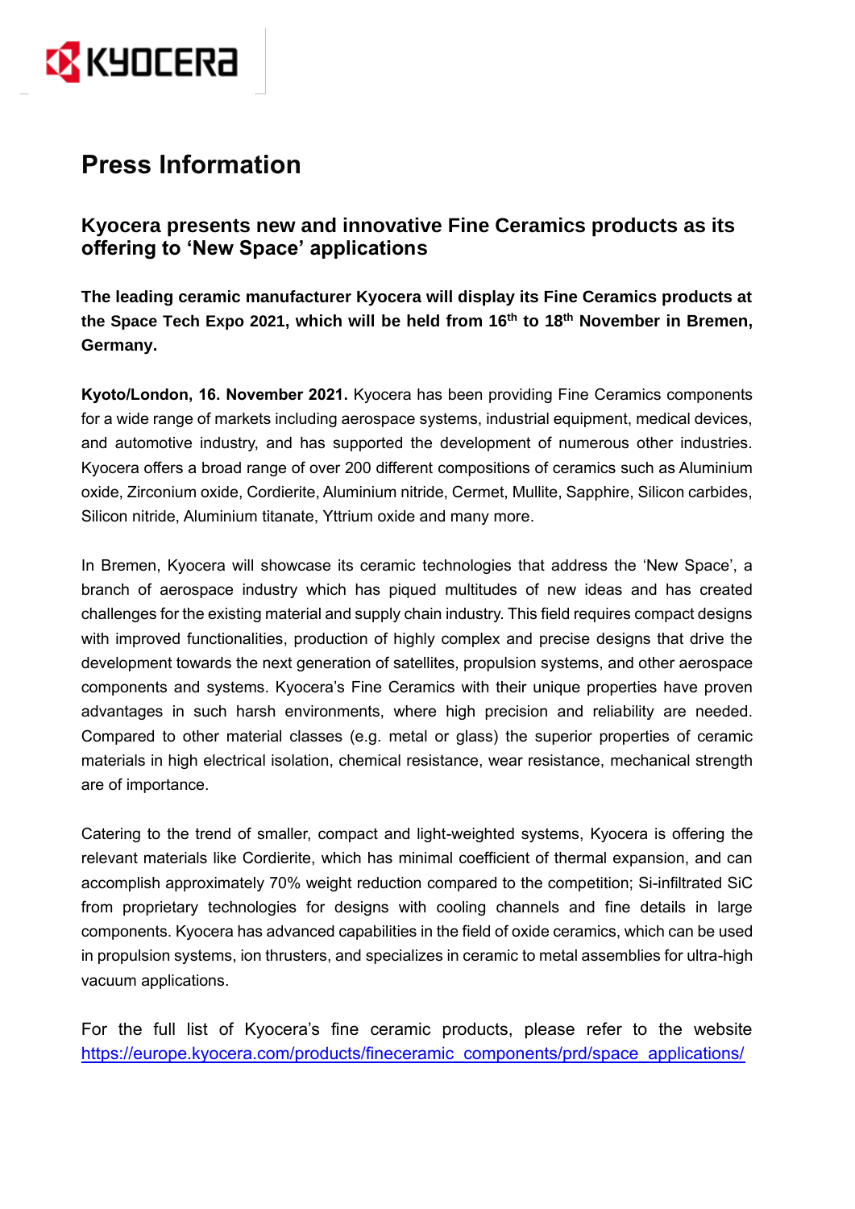# Press Information

## Kyocera presents new and innovative Fine Ceramics products as its offering to 'New Space' applications

**The leading ceramic manufacturer Kyocera will display its Fine Ceramics products at the Space Tech Expo 2021, which will be held from 16th to 18th November in Bremen, Germany.**

**Kyoto/London, 16. November 2021.** Kyocera has been providing Fine Ceramics components for a wide range of markets including aerospace systems, industrial equipment, medical devices, and automotive industry, and has supported the development of numerous other industries. Kyocera offers a broad range of over 200 different compositions of ceramics such as Aluminium oxide, Zirconium oxide, Cordierite, Aluminium nitride, Cermet, Mullite, Sapphire, Silicon carbides, Silicon nitride, Aluminium titanate, Yttrium oxide and many more.

In Bremen, Kyocera will showcase its ceramic technologies that address the 'New Space', a branch of aerospace industry which has piqued multitudes of new ideas and has created challenges for the existing material and supply chain industry. This field requires compact designs with improved functionalities, production of highly complex and precise designs that drive the development towards the next generation of satellites, propulsion systems, and other aerospace components and systems. Kyocera's Fine Ceramics with their unique properties have proven advantages in such harsh environments, where high precision and reliability are needed. Compared to other material classes (e.g. metal or glass) the superior properties of ceramic materials in high electrical isolation, chemical resistance, wear resistance, mechanical strength are of importance.

Catering to the trend of smaller, compact and light-weighted systems, Kyocera is offering the relevant materials like Cordierite, which has minimal coefficient of thermal expansion, and can accomplish approximately 70% weight reduction compared to the competition; Si-infiltrated SiC from proprietary technologies for designs with cooling channels and fine details in large components. Kyocera has advanced capabilities in the field of oxide ceramics, which can be used in propulsion systems, ion thrusters, and specializes in ceramic to metal assemblies for ultra-high vacuum applications.

For the full list of Kyocera's fine ceramic products, please refer to the website [https://europe.kyocera.com/products/fineceramic_components/prd/space_applications/](https://europe.kyocera.com/products/fineceramic_components/prd/space_applications/)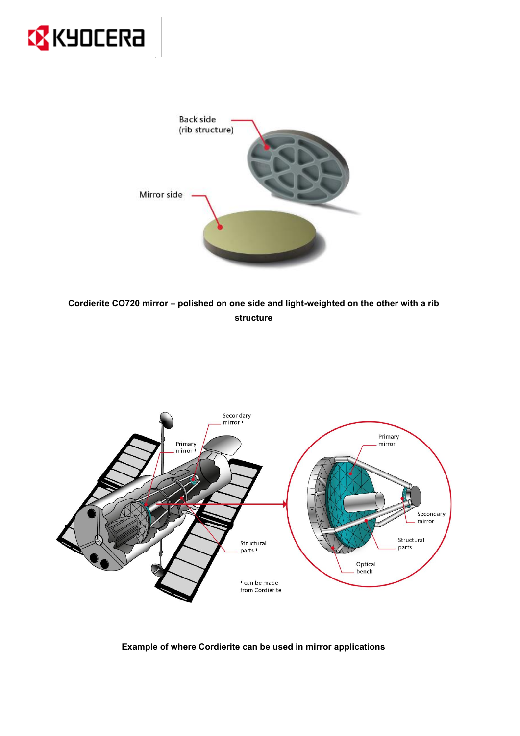**Cordierite CO720 mirror – polished on one side and light-weighted on the other with a rib structure**

**Example of where Cordierite can be used in mirror applications**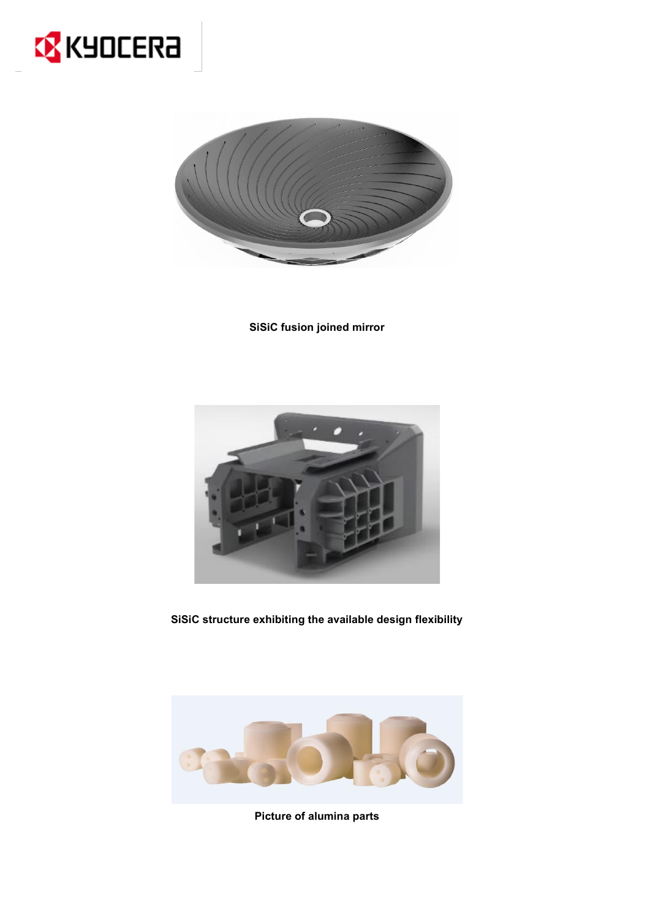**SiSiC fusion joined mirror**

**SiSiC structure exhibiting the available design flexibility**

**Picture of alumina parts**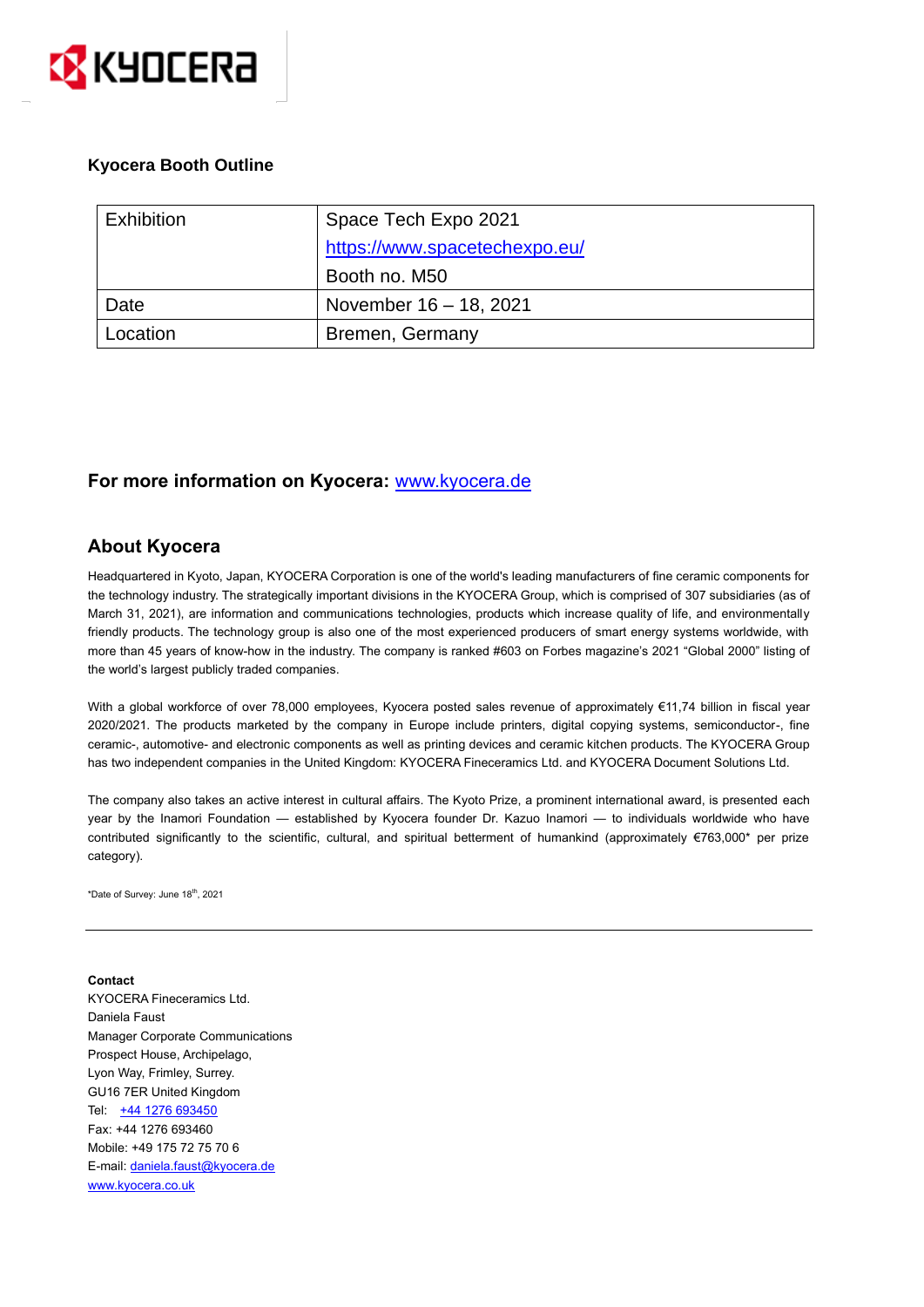### Kyocera Booth Outline

| | |
|---|---|
| Exhibition | Space Tech Expo 2021<br>https://www.spacetechexpo.eu/<br>Booth no. M50 |
| Date | November 16 – 18, 2021 |
| Location | Bremen, Germany |

### For more information on Kyocera: www.kyocera.de

## About Kyocera

Headquartered in Kyoto, Japan, KYOCERA Corporation is one of the world's leading manufacturers of fine ceramic components for the technology industry. The strategically important divisions in the KYOCERA Group, which is comprised of 307 subsidiaries (as of March 31, 2021), are information and communications technologies, products which increase quality of life, and environmentally friendly products. The technology group is also one of the most experienced producers of smart energy systems worldwide, with more than 45 years of know-how in the industry. The company is ranked #603 on Forbes magazine's 2021 "Global 2000" listing of the world's largest publicly traded companies.

With a global workforce of over 78,000 employees, Kyocera posted sales revenue of approximately €11,74 billion in fiscal year 2020/2021. The products marketed by the company in Europe include printers, digital copying systems, semiconductor-, fine ceramic-, automotive- and electronic components as well as printing devices and ceramic kitchen products. The KYOCERA Group has two independent companies in the United Kingdom: KYOCERA Fineceramics Ltd. and KYOCERA Document Solutions Ltd.

The company also takes an active interest in cultural affairs. The Kyoto Prize, a prominent international award, is presented each year by the Inamori Foundation — established by Kyocera founder Dr. Kazuo Inamori — to individuals worldwide who have contributed significantly to the scientific, cultural, and spiritual betterment of humankind (approximately €763,000* per prize category).

*Date of Survey: June 18th, 2021

---

**Contact**
KYOCERA Fineceramics Ltd.
Daniela Faust
Manager Corporate Communications
Prospect House, Archipelago,
Lyon Way, Frimley, Surrey.
GU16 7ER United Kingdom
Tel: +44 1276 693450
Fax: +44 1276 693460
Mobile: +49 175 72 75 70 6
E-mail: daniela.faust@kyocera.de
www.kyocera.co.uk